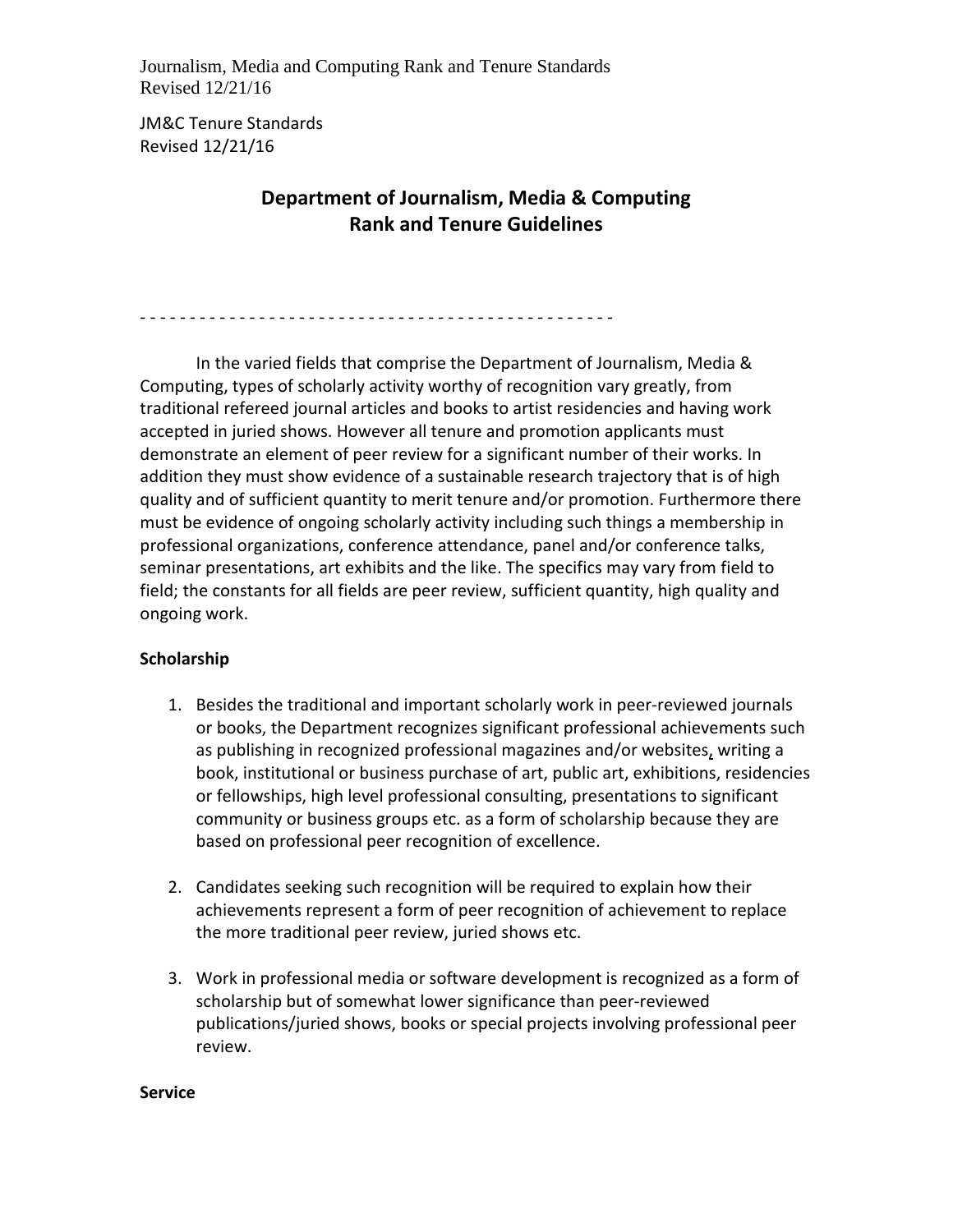Journalism, Media and Computing Rank and Tenure Standards
Revised 12/21/16

JM&C Tenure Standards
Revised 12/21/16

# Department of Journalism, Media & Computing Rank and Tenure Guidelines

- - - - - - - - - - - - - - - - - - - - - - - - - - - - - - - - - - - - - - - - - - - - - - - - -

In the varied fields that comprise the Department of Journalism, Media & Computing, types of scholarly activity worthy of recognition vary greatly, from traditional refereed journal articles and books to artist residencies and having work accepted in juried shows. However all tenure and promotion applicants must demonstrate an element of peer review for a significant number of their works. In addition they must show evidence of a sustainable research trajectory that is of high quality and of sufficient quantity to merit tenure and/or promotion. Furthermore there must be evidence of ongoing scholarly activity including such things a membership in professional organizations, conference attendance, panel and/or conference talks, seminar presentations, art exhibits and the like. The specifics may vary from field to field; the constants for all fields are peer review, sufficient quantity, high quality and ongoing work.

**Scholarship**

1. Besides the traditional and important scholarly work in peer-reviewed journals or books, the Department recognizes significant professional achievements such as publishing in recognized professional magazines and/or websites, writing a book, institutional or business purchase of art, public art, exhibitions, residencies or fellowships, high level professional consulting, presentations to significant community or business groups etc. as a form of scholarship because they are based on professional peer recognition of excellence.

2. Candidates seeking such recognition will be required to explain how their achievements represent a form of peer recognition of achievement to replace the more traditional peer review, juried shows etc.

3. Work in professional media or software development is recognized as a form of scholarship but of somewhat lower significance than peer-reviewed publications/juried shows, books or special projects involving professional peer review.

**Service**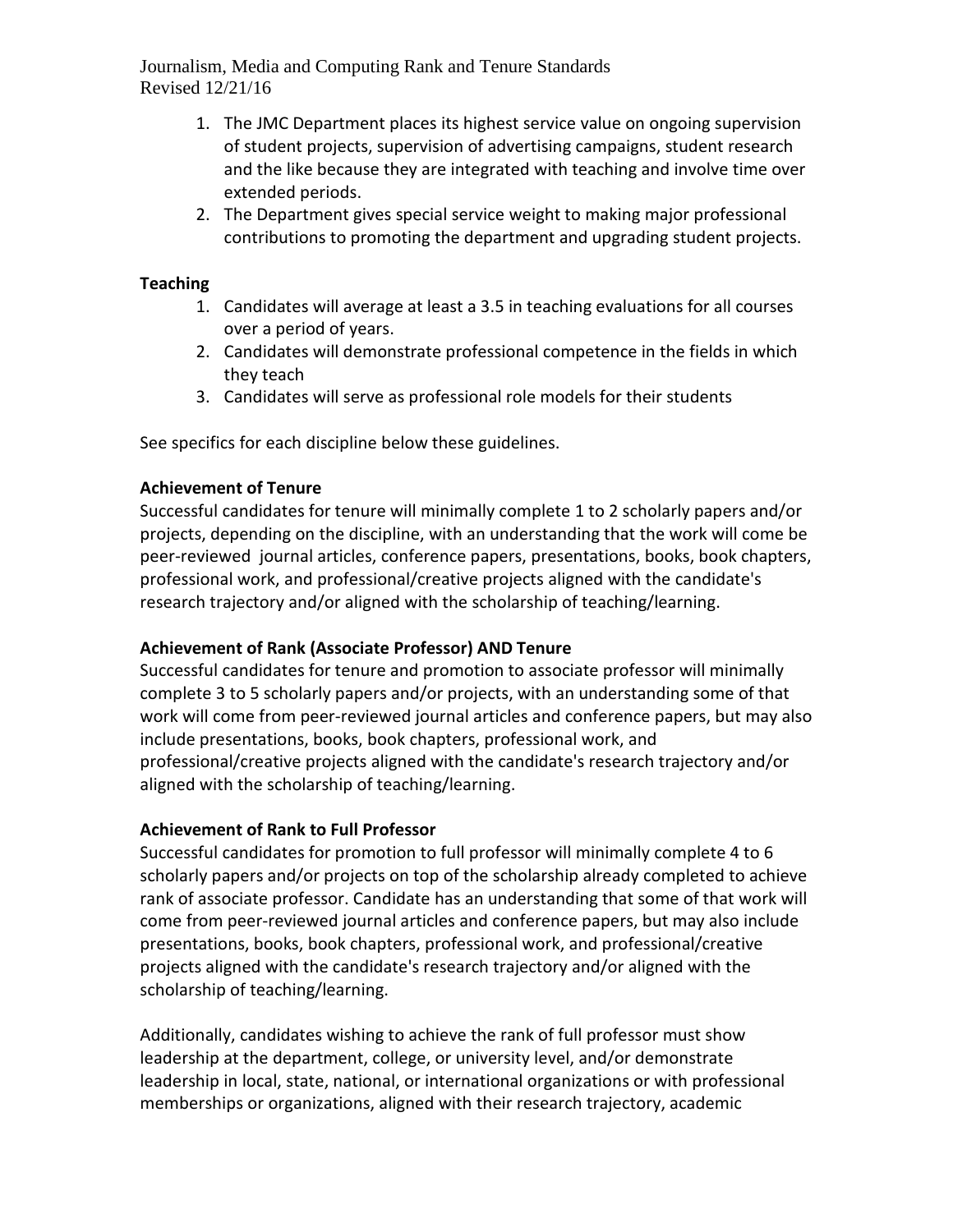1. The JMC Department places its highest service value on ongoing supervision of student projects, supervision of advertising campaigns, student research and the like because they are integrated with teaching and involve time over extended periods.
2. The Department gives special service weight to making major professional contributions to promoting the department and upgrading student projects.

**Teaching**

1. Candidates will average at least a 3.5 in teaching evaluations for all courses over a period of years.
2. Candidates will demonstrate professional competence in the fields in which they teach
3. Candidates will serve as professional role models for their students

See specifics for each discipline below these guidelines.

**Achievement of Tenure**

Successful candidates for tenure will minimally complete 1 to 2 scholarly papers and/or projects, depending on the discipline, with an understanding that the work will come be peer-reviewed journal articles, conference papers, presentations, books, book chapters, professional work, and professional/creative projects aligned with the candidate's research trajectory and/or aligned with the scholarship of teaching/learning.

**Achievement of Rank (Associate Professor) AND Tenure**

Successful candidates for tenure and promotion to associate professor will minimally complete 3 to 5 scholarly papers and/or projects, with an understanding some of that work will come from peer-reviewed journal articles and conference papers, but may also include presentations, books, book chapters, professional work, and professional/creative projects aligned with the candidate's research trajectory and/or aligned with the scholarship of teaching/learning.

**Achievement of Rank to Full Professor**

Successful candidates for promotion to full professor will minimally complete 4 to 6 scholarly papers and/or projects on top of the scholarship already completed to achieve rank of associate professor. Candidate has an understanding that some of that work will come from peer-reviewed journal articles and conference papers, but may also include presentations, books, book chapters, professional work, and professional/creative projects aligned with the candidate's research trajectory and/or aligned with the scholarship of teaching/learning.

Additionally, candidates wishing to achieve the rank of full professor must show leadership at the department, college, or university level, and/or demonstrate leadership in local, state, national, or international organizations or with professional memberships or organizations, aligned with their research trajectory, academic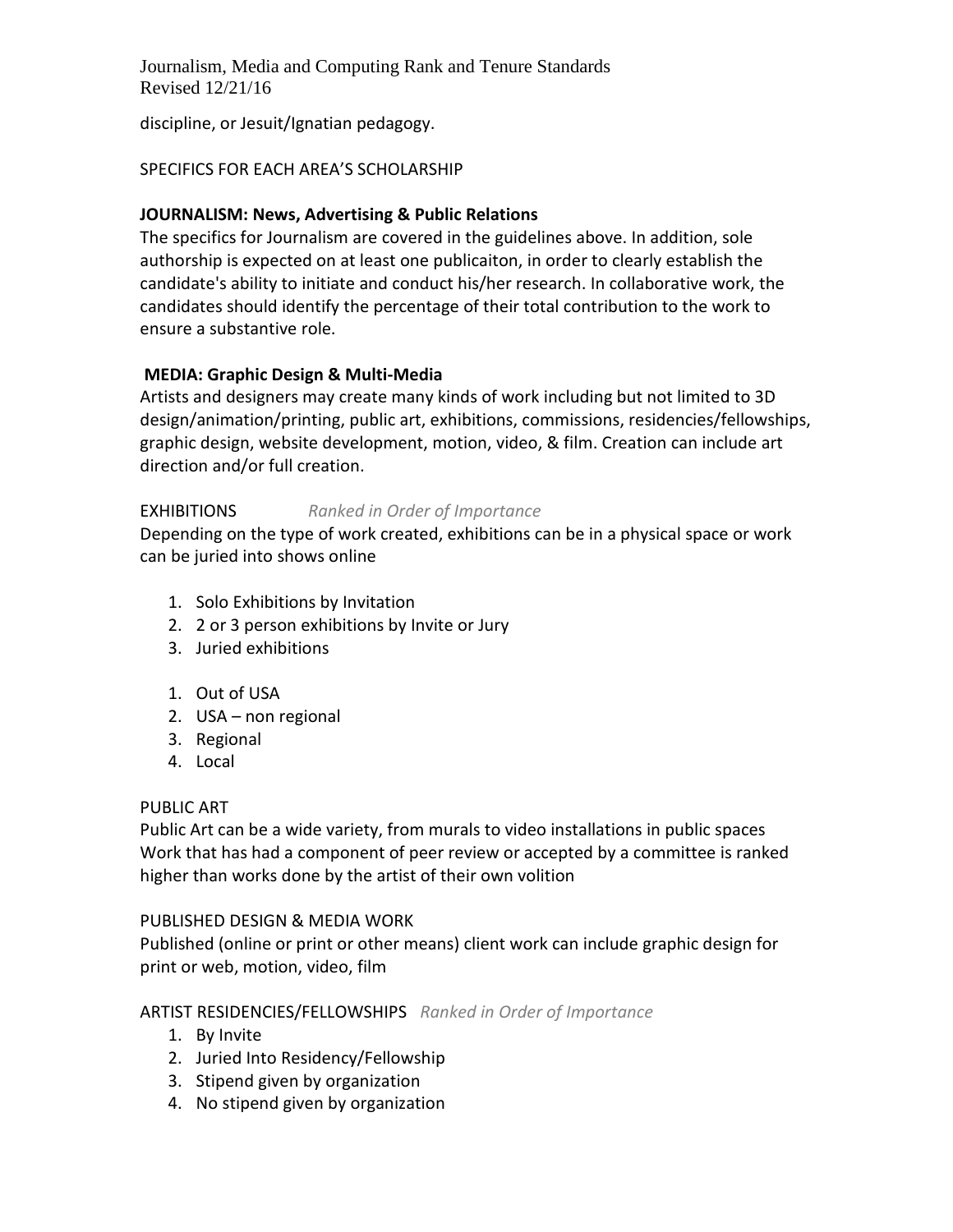discipline, or Jesuit/Ignatian pedagogy.

SPECIFICS FOR EACH AREA'S SCHOLARSHIP

**JOURNALISM: News, Advertising & Public Relations**

The specifics for Journalism are covered in the guidelines above. In addition, sole authorship is expected on at least one publicaiton, in order to clearly establish the candidate's ability to initiate and conduct his/her research. In collaborative work, the candidates should identify the percentage of their total contribution to the work to ensure a substantive role.

**MEDIA: Graphic Design & Multi-Media**

Artists and designers may create many kinds of work including but not limited to 3D design/animation/printing, public art, exhibitions, commissions, residencies/fellowships, graphic design, website development, motion, video, & film. Creation can include art direction and/or full creation.

EXHIBITIONS *Ranked in Order of Importance*

Depending on the type of work created, exhibitions can be in a physical space or work can be juried into shows online

1. Solo Exhibitions by Invitation
2. 2 or 3 person exhibitions by Invite or Jury
3. Juried exhibitions

1. Out of USA
2. USA – non regional
3. Regional
4. Local

PUBLIC ART

Public Art can be a wide variety, from murals to video installations in public spaces Work that has had a component of peer review or accepted by a committee is ranked higher than works done by the artist of their own volition

PUBLISHED DESIGN & MEDIA WORK

Published (online or print or other means) client work can include graphic design for print or web, motion, video, film

ARTIST RESIDENCIES/FELLOWSHIPS *Ranked in Order of Importance*

1. By Invite
2. Juried Into Residency/Fellowship
3. Stipend given by organization
4. No stipend given by organization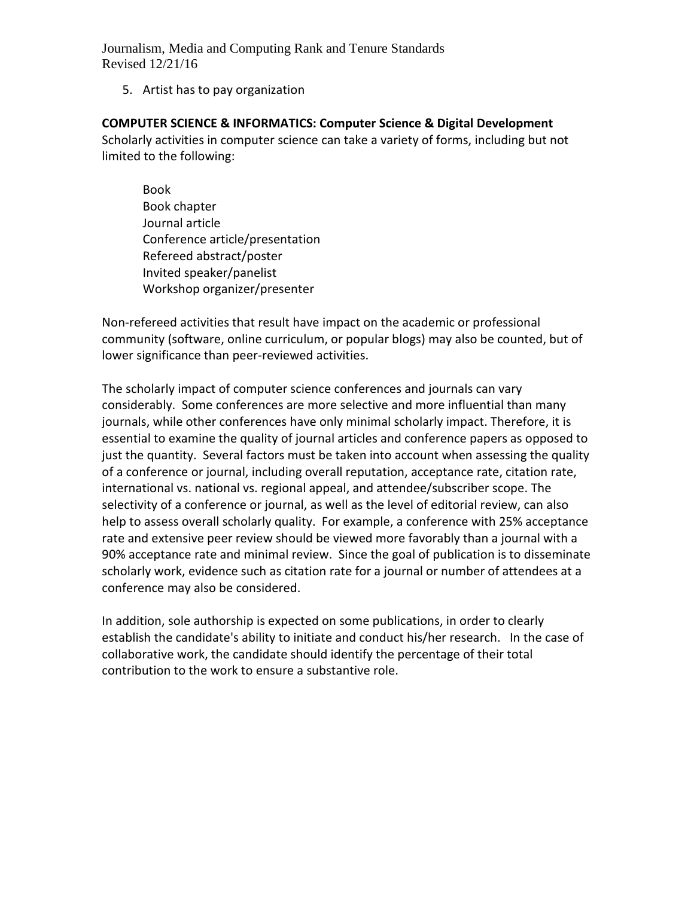5. Artist has to pay organization

**COMPUTER SCIENCE & INFORMATICS: Computer Science & Digital Development**

Scholarly activities in computer science can take a variety of forms, including but not limited to the following:

Book
Book chapter
Journal article
Conference article/presentation
Refereed abstract/poster
Invited speaker/panelist
Workshop organizer/presenter

Non-refereed activities that result have impact on the academic or professional community (software, online curriculum, or popular blogs) may also be counted, but of lower significance than peer-reviewed activities.

The scholarly impact of computer science conferences and journals can vary considerably. Some conferences are more selective and more influential than many journals, while other conferences have only minimal scholarly impact. Therefore, it is essential to examine the quality of journal articles and conference papers as opposed to just the quantity. Several factors must be taken into account when assessing the quality of a conference or journal, including overall reputation, acceptance rate, citation rate, international vs. national vs. regional appeal, and attendee/subscriber scope. The selectivity of a conference or journal, as well as the level of editorial review, can also help to assess overall scholarly quality. For example, a conference with 25% acceptance rate and extensive peer review should be viewed more favorably than a journal with a 90% acceptance rate and minimal review. Since the goal of publication is to disseminate scholarly work, evidence such as citation rate for a journal or number of attendees at a conference may also be considered.

In addition, sole authorship is expected on some publications, in order to clearly establish the candidate's ability to initiate and conduct his/her research. In the case of collaborative work, the candidate should identify the percentage of their total contribution to the work to ensure a substantive role.